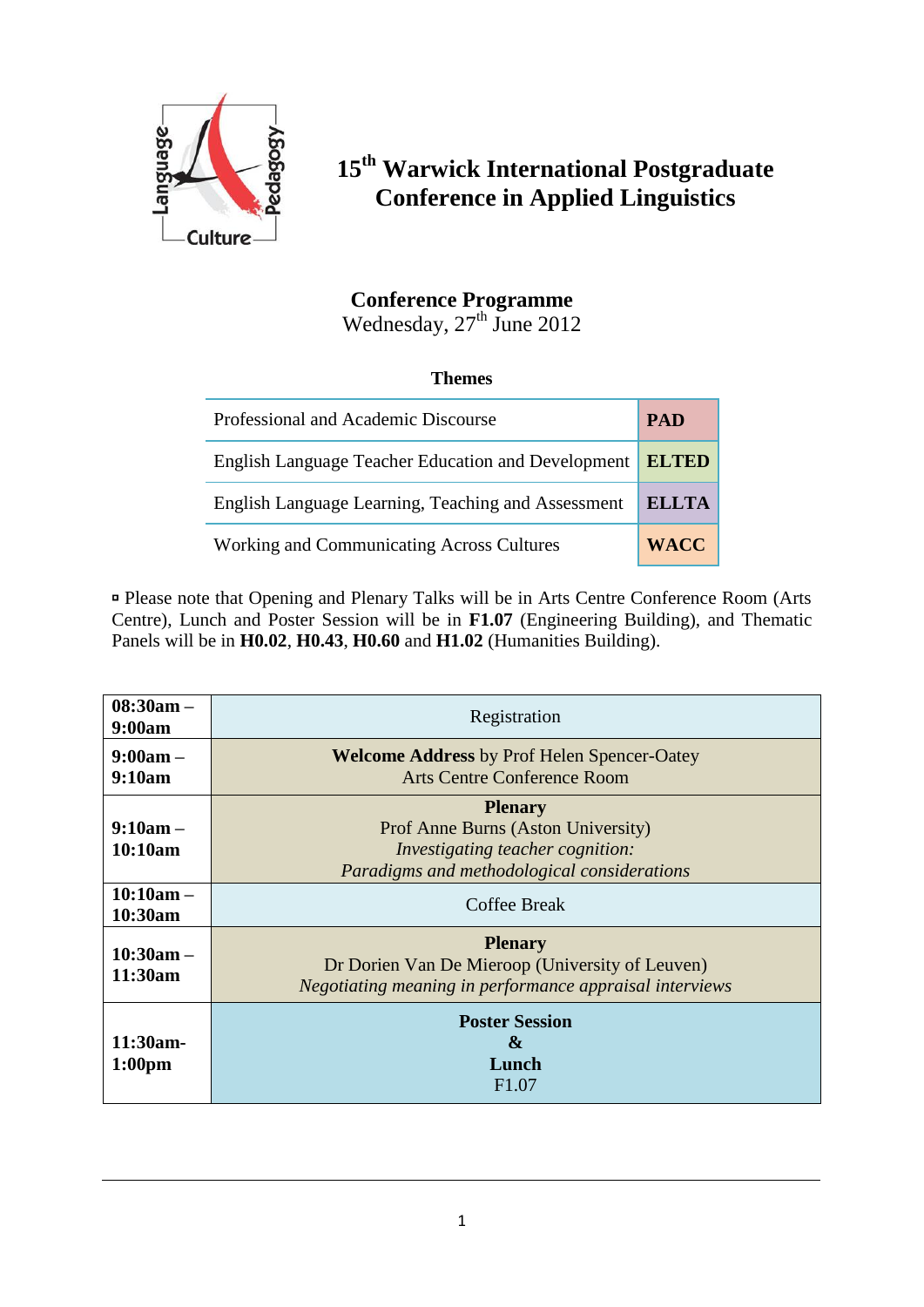# 15th Warwick International Postgraduate Conference in Applied Linguistics

## Conference Programme

Wednesday, 27th June 2012

**Themes**

| Theme | Code |
|---|---|
| Professional and Academic Discourse | **PAD** |
| English Language Teacher Education and Development | **ELTED** |
| English Language Learning, Teaching and Assessment | **ELLTA** |
| Working and Communicating Across Cultures | **WACC** |

▫ Please note that Opening and Plenary Talks will be in Arts Centre Conference Room (Arts Centre), Lunch and Poster Session will be in **F1.07** (Engineering Building), and Thematic Panels will be in **H0.02**, **H0.43**, **H0.60** and **H1.02** (Humanities Building).

| Time | Event |
|---|---|
| **08:30am – 9:00am** | Registration |
| **9:00am – 9:10am** | **Welcome Address** by Prof Helen Spencer-Oatey<br>Arts Centre Conference Room |
| **9:10am – 10:10am** | **Plenary**<br>Prof Anne Burns (Aston University)<br>*Investigating teacher cognition: Paradigms and methodological considerations* |
| **10:10am – 10:30am** | Coffee Break |
| **10:30am – 11:30am** | **Plenary**<br>Dr Dorien Van De Mieroop (University of Leuven)<br>*Negotiating meaning in performance appraisal interviews* |
| **11:30am- 1:00pm** | **Poster Session & Lunch**<br>F1.07 |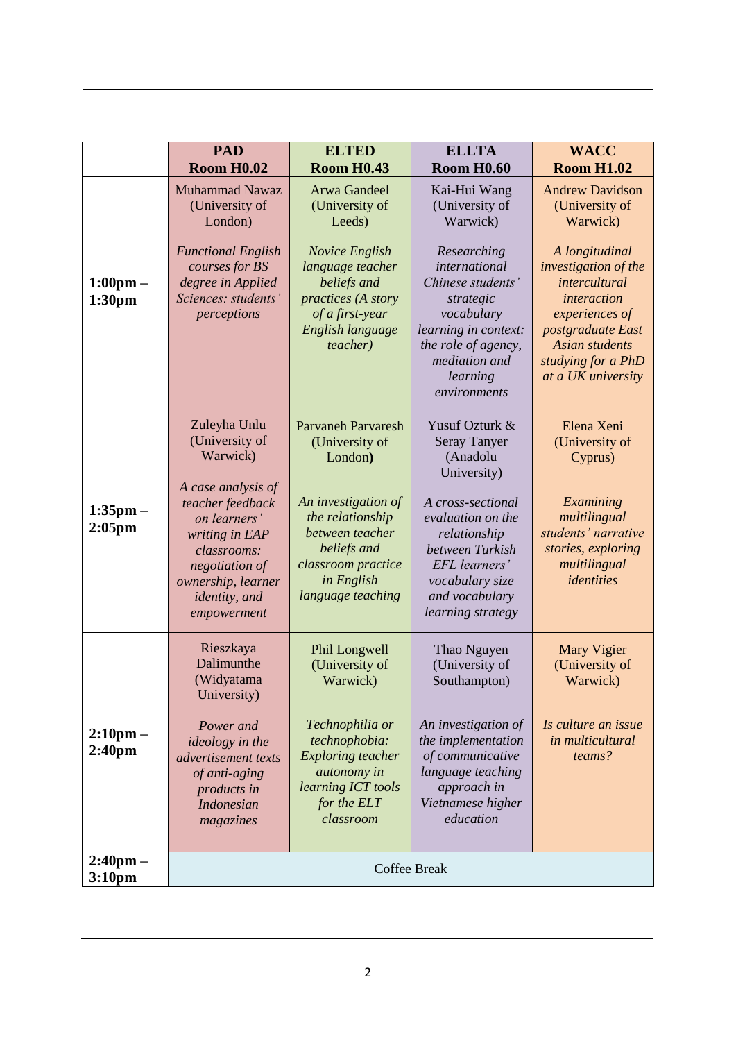| | **PAD Room H0.02** | **ELTED Room H0.43** | **ELLTA Room H0.60** | **WACC Room H1.02** |
|---|---|---|---|---|
| **1:00pm – 1:30pm** | Muhammad Nawaz (University of London) *Functional English courses for BS degree in Applied Sciences: students' perceptions* | Arwa Gandeel (University of Leeds) *Novice English language teacher beliefs and practices (A story of a first-year English language teacher)* | Kai-Hui Wang (University of Warwick) *Researching international Chinese students' strategic vocabulary learning in context: the role of agency, mediation and learning environments* | Andrew Davidson (University of Warwick) *A longitudinal investigation of the intercultural interaction experiences of postgraduate East Asian students studying for a PhD at a UK university* |
| **1:35pm – 2:05pm** | Zuleyha Unlu (University of Warwick) *A case analysis of teacher feedback on learners' writing in EAP classrooms: negotiation of ownership, learner identity, and empowerment* | Parvaneh Parvaresh (University of London**)** *An investigation of the relationship between teacher beliefs and classroom practice in English language teaching* | Yusuf Ozturk & Seray Tanyer (Anadolu University) *A cross-sectional evaluation on the relationship between Turkish EFL learners' vocabulary size and vocabulary learning strategy* | Elena Xeni (University of Cyprus) *Examining multilingual students' narrative stories, exploring multilingual identities* |
| **2:10pm – 2:40pm** | Rieszkaya Dalimunthe (Widyatama University) *Power and ideology in the advertisement texts of anti-aging products in Indonesian magazines* | Phil Longwell (University of Warwick) *Technophilia or technophobia: Exploring teacher autonomy in learning ICT tools for the ELT classroom* | Thao Nguyen (University of Southampton) *An investigation of the implementation of communicative language teaching approach in Vietnamese higher education* | Mary Vigier (University of Warwick) *Is culture an issue in multicultural teams?* |
| **2:40pm – 3:10pm** | Coffee Break | | | |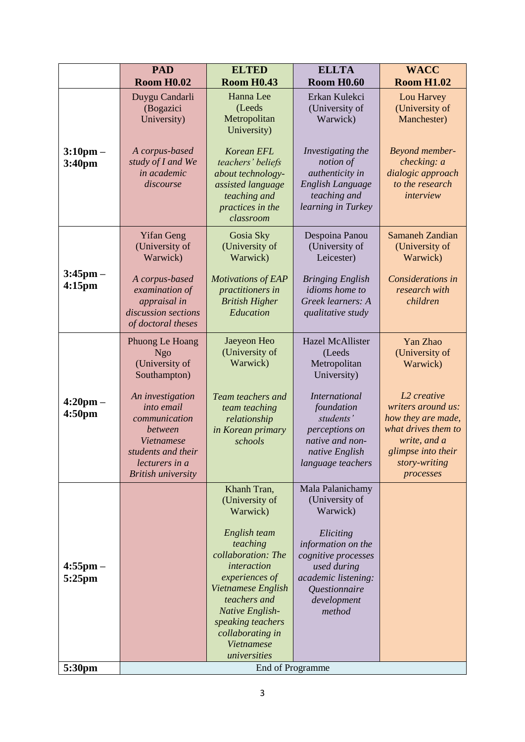| | **PAD**<br>**Room H0.02** | **ELTED**<br>**Room H0.43** | **ELLTA**<br>**Room H0.60** | **WACC**<br>**Room H1.02** |
|---|---|---|---|---|
| **3:10pm – 3:40pm** | Duygu Candarli (Bogazici University)<br><br>*A corpus-based study of I and We in academic discourse* | Hanna Lee (Leeds Metropolitan University)<br><br>*Korean EFL teachers' beliefs about technology-assisted language teaching and practices in the classroom* | Erkan Kulekci (University of Warwick)<br><br>*Investigating the notion of authenticity in English Language teaching and learning in Turkey* | Lou Harvey (University of Manchester)<br><br>*Beyond member-checking: a dialogic approach to the research interview* |
| **3:45pm – 4:15pm** | Yifan Geng (University of Warwick)<br><br>*A corpus-based examination of appraisal in discussion sections of doctoral theses* | Gosia Sky (University of Warwick)<br><br>*Motivations of EAP practitioners in British Higher Education* | Despoina Panou (University of Leicester)<br><br>*Bringing English idioms home to Greek learners: A qualitative study* | Samaneh Zandian (University of Warwick)<br><br>*Considerations in research with children* |
| **4:20pm – 4:50pm** | Phuong Le Hoang Ngo (University of Southampton)<br><br>*An investigation into email communication between Vietnamese students and their lecturers in a British university* | Jaeyeon Heo (University of Warwick)<br><br>*Team teachers and team teaching relationship in Korean primary schools* | Hazel McAllister (Leeds Metropolitan University)<br><br>*International foundation students' perceptions on native and non-native English language teachers* | Yan Zhao (University of Warwick)<br><br>*L2 creative writers around us: how they are made, what drives them to write, and a glimpse into their story-writing processes* |
| **4:55pm – 5:25pm** | | Khanh Tran, (University of Warwick)<br><br>*English team teaching collaboration: The interaction experiences of Vietnamese English teachers and Native English-speaking teachers collaborating in Vietnamese universities* | Mala Palanichamy (University of Warwick)<br><br>*Eliciting information on the cognitive processes used during academic listening: Questionnaire development method* | |
| **5:30pm** | End of Programme | | | |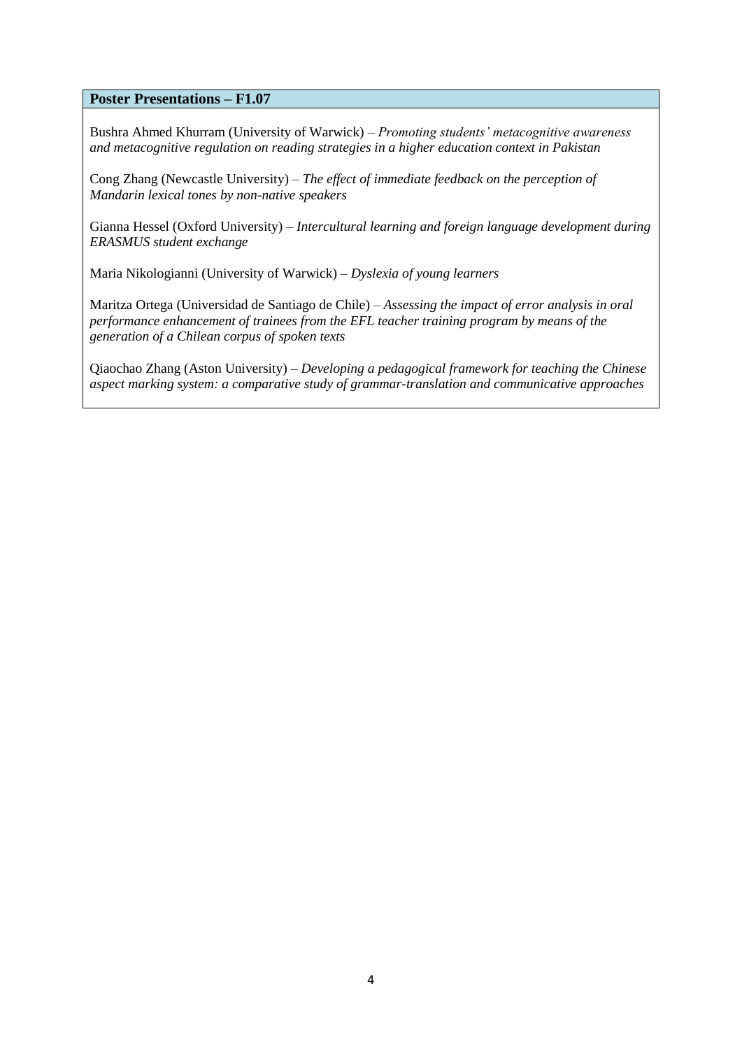## Poster Presentations – F1.07

Bushra Ahmed Khurram (University of Warwick) – *Promoting students' metacognitive awareness and metacognitive regulation on reading strategies in a higher education context in Pakistan*

Cong Zhang (Newcastle University) – *The effect of immediate feedback on the perception of Mandarin lexical tones by non-native speakers*

Gianna Hessel (Oxford University) – *Intercultural learning and foreign language development during ERASMUS student exchange*

Maria Nikologianni (University of Warwick) – *Dyslexia of young learners*

Maritza Ortega (Universidad de Santiago de Chile) – *Assessing the impact of error analysis in oral performance enhancement of trainees from the EFL teacher training program by means of the generation of a Chilean corpus of spoken texts*

Qiaochao Zhang (Aston University) – *Developing a pedagogical framework for teaching the Chinese aspect marking system: a comparative study of grammar-translation and communicative approaches*